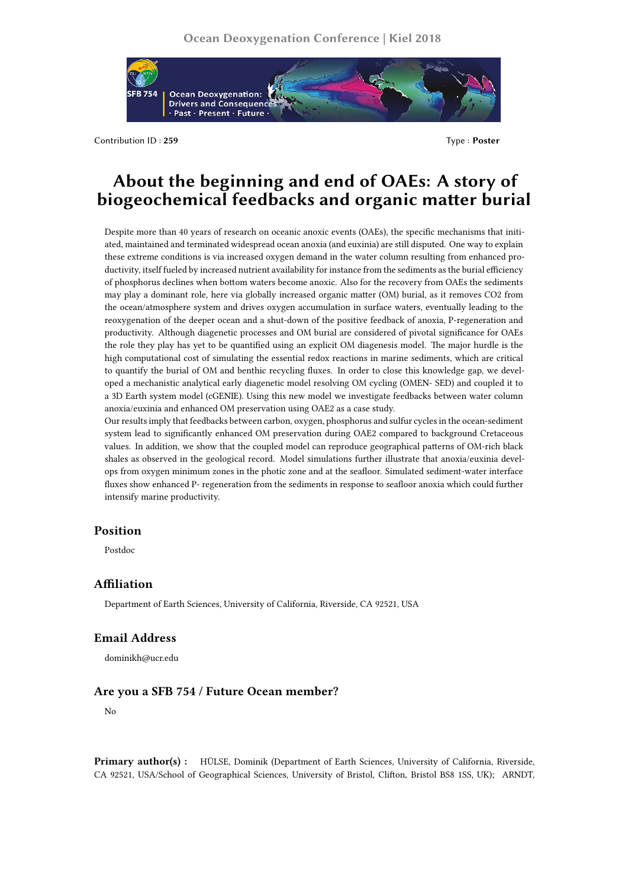Contribution ID : **259**

Type : **Poster**

# About the beginning and end of OAEs: A story of biogeochemical feedbacks and organic matter burial

Despite more than 40 years of research on oceanic anoxic events (OAEs), the specific mechanisms that initiated, maintained and terminated widespread ocean anoxia (and euxinia) are still disputed. One way to explain these extreme conditions is via increased oxygen demand in the water column resulting from enhanced productivity, itself fueled by increased nutrient availability for instance from the sediments as the burial efficiency of phosphorus declines when bottom waters become anoxic. Also for the recovery from OAEs the sediments may play a dominant role, here via globally increased organic matter (OM) burial, as it removes CO2 from the ocean/atmosphere system and drives oxygen accumulation in surface waters, eventually leading to the reoxygenation of the deeper ocean and a shut-down of the positive feedback of anoxia, P-regeneration and productivity. Although diagenetic processes and OM burial are considered of pivotal significance for OAEs the role they play has yet to be quantified using an explicit OM diagenesis model. The major hurdle is the high computational cost of simulating the essential redox reactions in marine sediments, which are critical to quantify the burial of OM and benthic recycling fluxes. In order to close this knowledge gap, we developed a mechanistic analytical early diagenetic model resolving OM cycling (OMEN- SED) and coupled it to a 3D Earth system model (cGENIE). Using this new model we investigate feedbacks between water column anoxia/euxinia and enhanced OM preservation using OAE2 as a case study.

Our results imply that feedbacks between carbon, oxygen, phosphorus and sulfur cycles in the ocean-sediment system lead to significantly enhanced OM preservation during OAE2 compared to background Cretaceous values. In addition, we show that the coupled model can reproduce geographical patterns of OM-rich black shales as observed in the geological record. Model simulations further illustrate that anoxia/euxinia develops from oxygen minimum zones in the photic zone and at the seafloor. Simulated sediment-water interface fluxes show enhanced P- regeneration from the sediments in response to seafloor anoxia which could further intensify marine productivity.

## Position

Postdoc

## Affiliation

Department of Earth Sciences, University of California, Riverside, CA 92521, USA

## Email Address

dominikh@ucr.edu

## Are you a SFB 754 / Future Ocean member?

No

**Primary author(s) :** HÜLSE, Dominik (Department of Earth Sciences, University of California, Riverside, CA 92521, USA/School of Geographical Sciences, University of Bristol, Clifton, Bristol BS8 1SS, UK); ARNDT,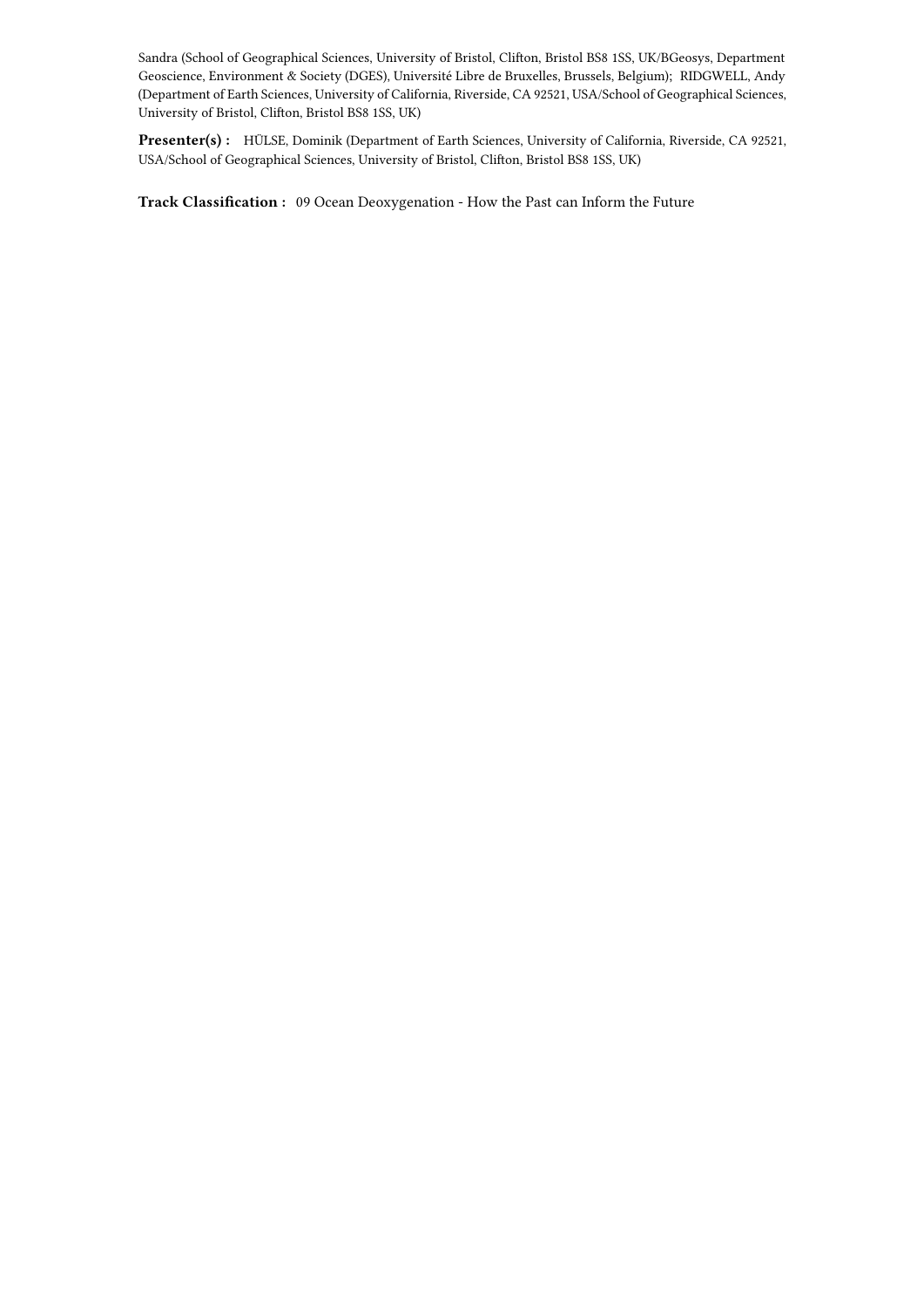Sandra (School of Geographical Sciences, University of Bristol, Clifton, Bristol BS8 1SS, UK/BGeosys, Department Geoscience, Environment & Society (DGES), Université Libre de Bruxelles, Brussels, Belgium); RIDGWELL, Andy (Department of Earth Sciences, University of California, Riverside, CA 92521, USA/School of Geographical Sciences, University of Bristol, Clifton, Bristol BS8 1SS, UK)

**Presenter(s) :** HÜLSE, Dominik (Department of Earth Sciences, University of California, Riverside, CA 92521, USA/School of Geographical Sciences, University of Bristol, Clifton, Bristol BS8 1SS, UK)

**Track Classification :** 09 Ocean Deoxygenation - How the Past can Inform the Future